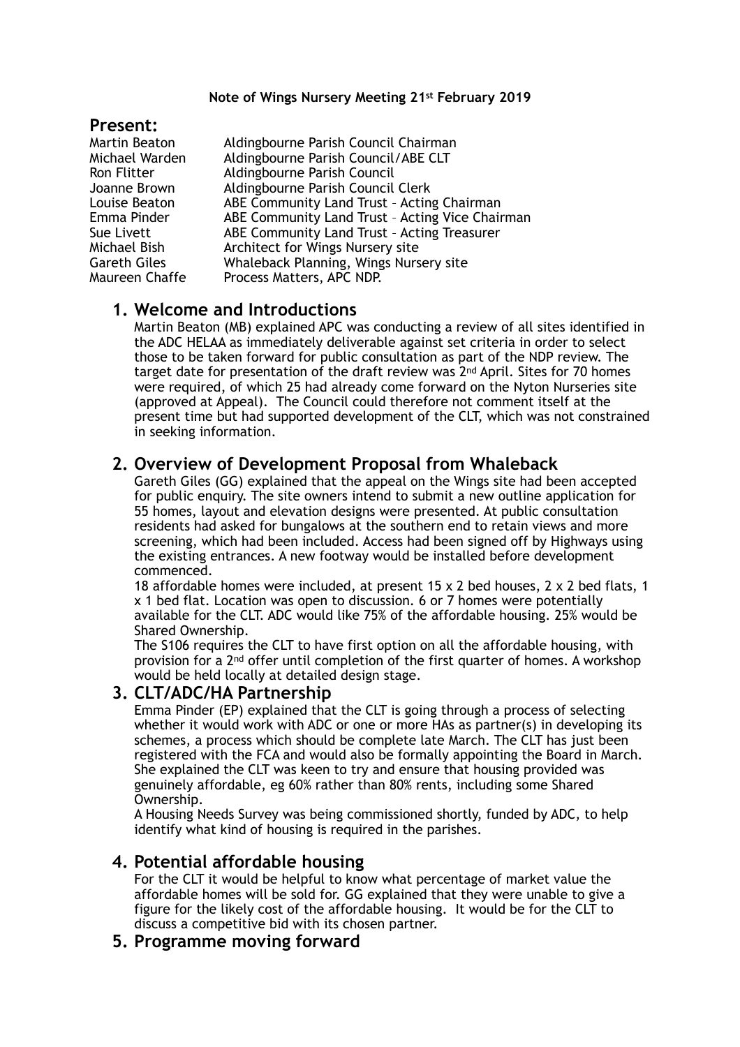**Note of Wings Nursery Meeting 21st February 2019**

## Present:

| | |
|---|---|
| Martin Beaton | Aldingbourne Parish Council Chairman |
| Michael Warden | Aldingbourne Parish Council/ABE CLT |
| Ron Flitter | Aldingbourne Parish Council |
| Joanne Brown | Aldingbourne Parish Council Clerk |
| Louise Beaton | ABE Community Land Trust – Acting Chairman |
| Emma Pinder | ABE Community Land Trust – Acting Vice Chairman |
| Sue Livett | ABE Community Land Trust – Acting Treasurer |
| Michael Bish | Architect for Wings Nursery site |
| Gareth Giles | Whaleback Planning, Wings Nursery site |
| Maureen Chaffe | Process Matters, APC NDP. |

## 1. Welcome and Introductions

Martin Beaton (MB) explained APC was conducting a review of all sites identified in the ADC HELAA as immediately deliverable against set criteria in order to select those to be taken forward for public consultation as part of the NDP review. The target date for presentation of the draft review was 2nd April. Sites for 70 homes were required, of which 25 had already come forward on the Nyton Nurseries site (approved at Appeal). The Council could therefore not comment itself at the present time but had supported development of the CLT, which was not constrained in seeking information.

## 2. Overview of Development Proposal from Whaleback

Gareth Giles (GG) explained that the appeal on the Wings site had been accepted for public enquiry. The site owners intend to submit a new outline application for 55 homes, layout and elevation designs were presented. At public consultation residents had asked for bungalows at the southern end to retain views and more screening, which had been included. Access had been signed off by Highways using the existing entrances. A new footway would be installed before development commenced.

18 affordable homes were included, at present 15 x 2 bed houses, 2 x 2 bed flats, 1 x 1 bed flat. Location was open to discussion. 6 or 7 homes were potentially available for the CLT. ADC would like 75% of the affordable housing. 25% would be Shared Ownership.

The S106 requires the CLT to have first option on all the affordable housing, with provision for a 2nd offer until completion of the first quarter of homes. A workshop would be held locally at detailed design stage.

## 3. CLT/ADC/HA Partnership

Emma Pinder (EP) explained that the CLT is going through a process of selecting whether it would work with ADC or one or more HAs as partner(s) in developing its schemes, a process which should be complete late March. The CLT has just been registered with the FCA and would also be formally appointing the Board in March. She explained the CLT was keen to try and ensure that housing provided was genuinely affordable, eg 60% rather than 80% rents, including some Shared Ownership.

A Housing Needs Survey was being commissioned shortly, funded by ADC, to help identify what kind of housing is required in the parishes.

## 4. Potential affordable housing

For the CLT it would be helpful to know what percentage of market value the affordable homes will be sold for. GG explained that they were unable to give a figure for the likely cost of the affordable housing. It would be for the CLT to discuss a competitive bid with its chosen partner.

## 5. Programme moving forward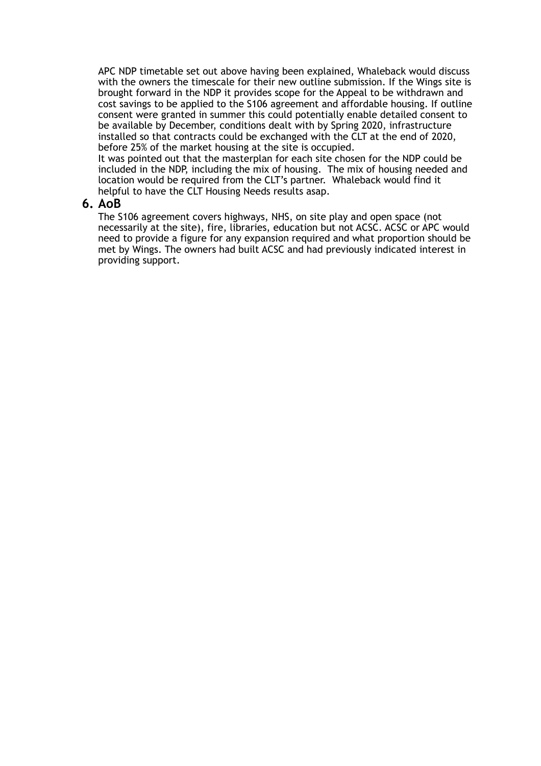APC NDP timetable set out above having been explained, Whaleback would discuss with the owners the timescale for their new outline submission. If the Wings site is brought forward in the NDP it provides scope for the Appeal to be withdrawn and cost savings to be applied to the S106 agreement and affordable housing. If outline consent were granted in summer this could potentially enable detailed consent to be available by December, conditions dealt with by Spring 2020, infrastructure installed so that contracts could be exchanged with the CLT at the end of 2020, before 25% of the market housing at the site is occupied.

It was pointed out that the masterplan for each site chosen for the NDP could be included in the NDP, including the mix of housing. The mix of housing needed and location would be required from the CLT's partner. Whaleback would find it helpful to have the CLT Housing Needs results asap.

## 6. AoB

The S106 agreement covers highways, NHS, on site play and open space (not necessarily at the site), fire, libraries, education but not ACSC. ACSC or APC would need to provide a figure for any expansion required and what proportion should be met by Wings. The owners had built ACSC and had previously indicated interest in providing support.